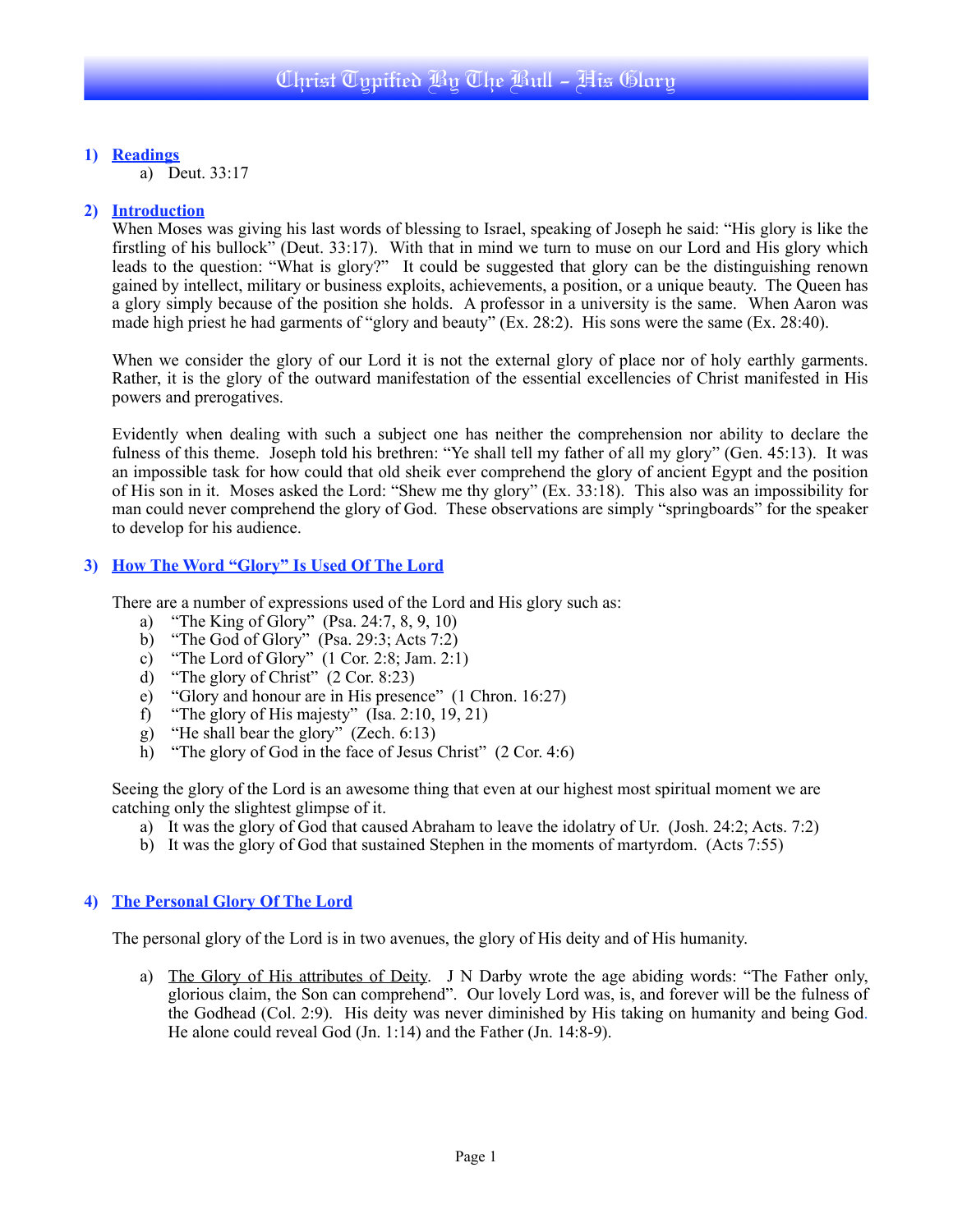# Christ Typified By The Bull – His Glory

## 1) Readings

a) Deut. 33:17

## 2) Introduction

When Moses was giving his last words of blessing to Israel, speaking of Joseph he said: "His glory is like the firstling of his bullock" (Deut. 33:17). With that in mind we turn to muse on our Lord and His glory which leads to the question: "What is glory?" It could be suggested that glory can be the distinguishing renown gained by intellect, military or business exploits, achievements, a position, or a unique beauty. The Queen has a glory simply because of the position she holds. A professor in a university is the same. When Aaron was made high priest he had garments of "glory and beauty" (Ex. 28:2). His sons were the same (Ex. 28:40).

When we consider the glory of our Lord it is not the external glory of place nor of holy earthly garments. Rather, it is the glory of the outward manifestation of the essential excellencies of Christ manifested in His powers and prerogatives.

Evidently when dealing with such a subject one has neither the comprehension nor ability to declare the fulness of this theme. Joseph told his brethren: "Ye shall tell my father of all my glory" (Gen. 45:13). It was an impossible task for how could that old sheik ever comprehend the glory of ancient Egypt and the position of His son in it. Moses asked the Lord: "Shew me thy glory" (Ex. 33:18). This also was an impossibility for man could never comprehend the glory of God. These observations are simply "springboards" for the speaker to develop for his audience.

## 3) How The Word "Glory" Is Used Of The Lord

There are a number of expressions used of the Lord and His glory such as:

a) "The King of Glory" (Psa. 24:7, 8, 9, 10)
b) "The God of Glory" (Psa. 29:3; Acts 7:2)
c) "The Lord of Glory" (1 Cor. 2:8; Jam. 2:1)
d) "The glory of Christ" (2 Cor. 8:23)
e) "Glory and honour are in His presence" (1 Chron. 16:27)
f) "The glory of His majesty" (Isa. 2:10, 19, 21)
g) "He shall bear the glory" (Zech. 6:13)
h) "The glory of God in the face of Jesus Christ" (2 Cor. 4:6)

Seeing the glory of the Lord is an awesome thing that even at our highest most spiritual moment we are catching only the slightest glimpse of it.

a) It was the glory of God that caused Abraham to leave the idolatry of Ur. (Josh. 24:2; Acts. 7:2)
b) It was the glory of God that sustained Stephen in the moments of martyrdom. (Acts 7:55)

## 4) The Personal Glory Of The Lord

The personal glory of the Lord is in two avenues, the glory of His deity and of His humanity.

a) The Glory of His attributes of Deity. J N Darby wrote the age abiding words: "The Father only, glorious claim, the Son can comprehend". Our lovely Lord was, is, and forever will be the fulness of the Godhead (Col. 2:9). His deity was never diminished by His taking on humanity and being God. He alone could reveal God (Jn. 1:14) and the Father (Jn. 14:8-9).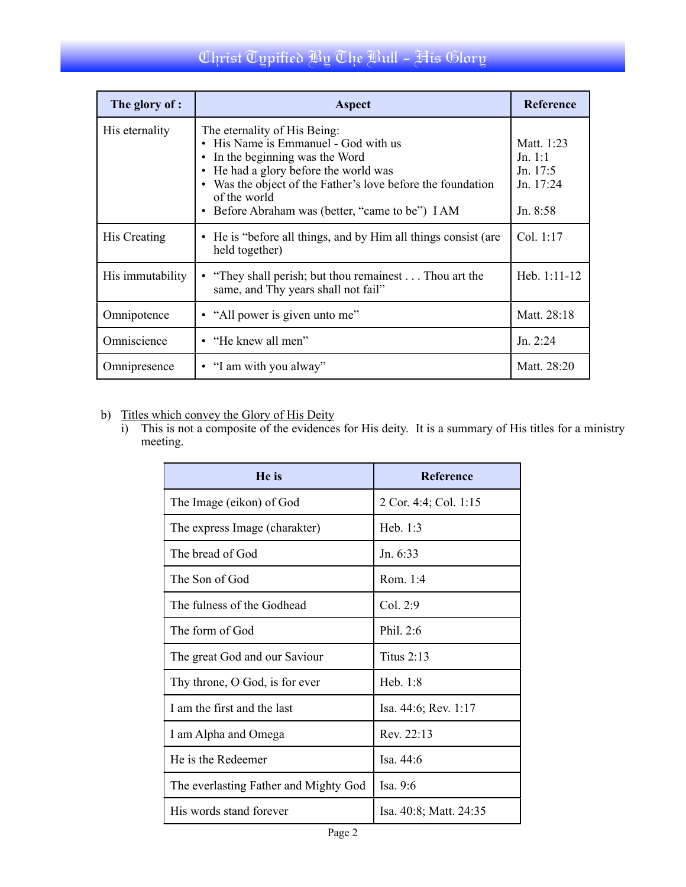| The glory of : | Aspect | Reference |
|---|---|---|
| His eternality | The eternality of His Being:<br>• His Name is Emmanuel - God with us<br>• In the beginning was the Word<br>• He had a glory before the world was<br>• Was the object of the Father's love before the foundation of the world<br>• Before Abraham was (better, "came to be") I AM | <br>Matt. 1:23<br>Jn. 1:1<br>Jn. 17:5<br>Jn. 17:24<br><br>Jn. 8:58 |
| His Creating | • He is "before all things, and by Him all things consist (are held together) | Col. 1:17 |
| His immutability | • "They shall perish; but thou remainest . . . Thou art the same, and Thy years shall not fail" | Heb. 1:11-12 |
| Omnipotence | • "All power is given unto me" | Matt. 28:18 |
| Omniscience | • "He knew all men" | Jn. 2:24 |
| Omnipresence | • "I am with you alway" | Matt. 28:20 |

b) <u>Titles which convey the Glory of His Deity</u>

i) This is not a composite of the evidences for His deity. It is a summary of His titles for a ministry meeting.

| He is | Reference |
|---|---|
| The Image (eikon) of God | 2 Cor. 4:4; Col. 1:15 |
| The express Image (charakter) | Heb. 1:3 |
| The bread of God | Jn. 6:33 |
| The Son of God | Rom. 1:4 |
| The fulness of the Godhead | Col. 2:9 |
| The form of God | Phil. 2:6 |
| The great God and our Saviour | Titus 2:13 |
| Thy throne, O God, is for ever | Heb. 1:8 |
| I am the first and the last | Isa. 44:6; Rev. 1:17 |
| I am Alpha and Omega | Rev. 22:13 |
| He is the Redeemer | Isa. 44:6 |
| The everlasting Father and Mighty God | Isa. 9:6 |
| His words stand forever | Isa. 40:8; Matt. 24:35 |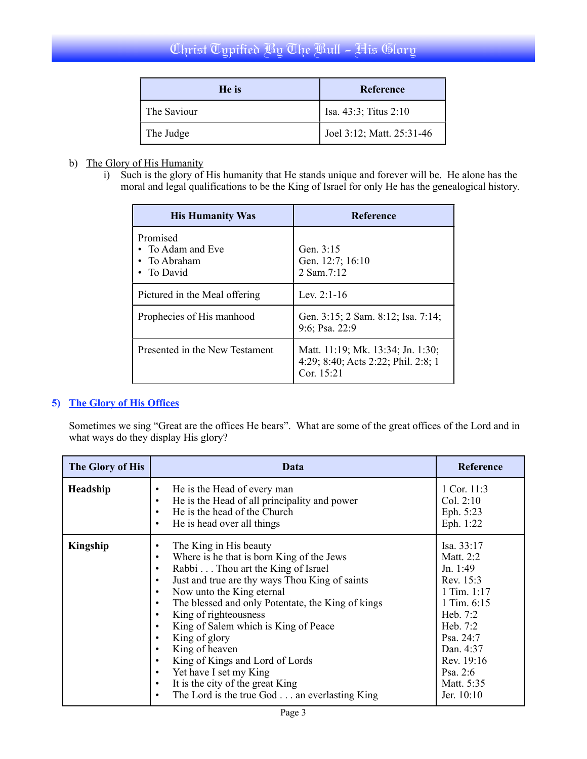| He is | Reference |
| --- | --- |
| The Saviour | Isa. 43:3; Titus 2:10 |
| The Judge | Joel 3:12; Matt. 25:31-46 |

b) <u>The Glory of His Humanity</u>

   i) Such is the glory of His humanity that He stands unique and forever will be. He alone has the moral and legal qualifications to be the King of Israel for only He has the genealogical history.

| His Humanity Was | Reference |
| --- | --- |
| Promised<br>• To Adam and Eve<br>• To Abraham<br>• To David | <br>Gen. 3:15<br>Gen. 12:7; 16:10<br>2 Sam.7:12 |
| Pictured in the Meal offering | Lev. 2:1-16 |
| Prophecies of His manhood | Gen. 3:15; 2 Sam. 8:12; Isa. 7:14; 9:6; Psa. 22:9 |
| Presented in the New Testament | Matt. 11:19; Mk. 13:34; Jn. 1:30; 4:29; 8:40; Acts 2:22; Phil. 2:8; 1 Cor. 15:21 |

## 5) The Glory of His Offices

Sometimes we sing "Great are the offices He bears". What are some of the great offices of the Lord and in what ways do they display His glory?

| The Glory of His | Data | Reference |
| --- | --- | --- |
| **Headship** | • He is the Head of every man<br>• He is the Head of all principality and power<br>• He is the head of the Church<br>• He is head over all things | 1 Cor. 11:3<br>Col. 2:10<br>Eph. 5:23<br>Eph. 1:22 |
| **Kingship** | • The King in His beauty<br>• Where is he that is born King of the Jews<br>• Rabbi . . . Thou art the King of Israel<br>• Just and true are thy ways Thou King of saints<br>• Now unto the King eternal<br>• The blessed and only Potentate, the King of kings<br>• King of righteousness<br>• King of Salem which is King of Peace<br>• King of glory<br>• King of heaven<br>• King of Kings and Lord of Lords<br>• Yet have I set my King<br>• It is the city of the great King<br>• The Lord is the true God . . . an everlasting King | Isa. 33:17<br>Matt. 2:2<br>Jn. 1:49<br>Rev. 15:3<br>1 Tim. 1:17<br>1 Tim. 6:15<br>Heb. 7:2<br>Heb. 7:2<br>Psa. 24:7<br>Dan. 4:37<br>Rev. 19:16<br>Psa. 2:6<br>Matt. 5:35<br>Jer. 10:10 |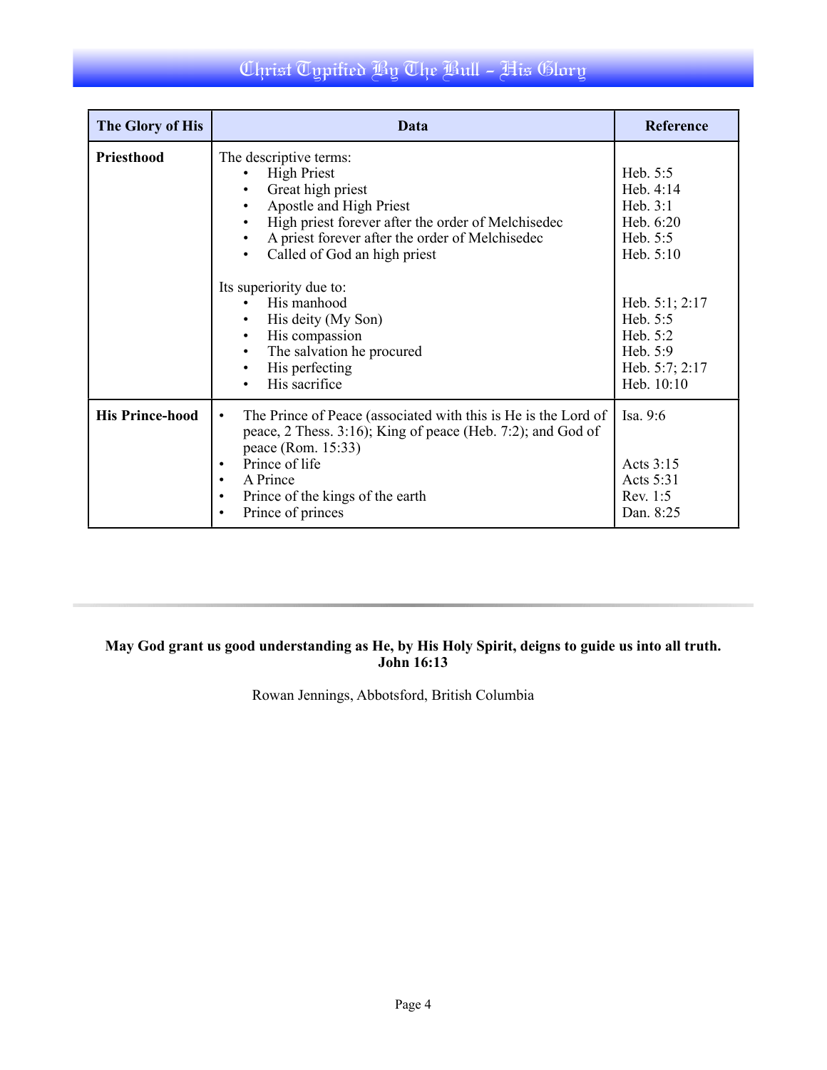# Christ Typified By The Bull - His Glory

| The Glory of His | Data | Reference |
|---|---|---|
| **Priesthood** | The descriptive terms:<br>• High Priest<br>• Great high priest<br>• Apostle and High Priest<br>• High priest forever after the order of Melchisedec<br>• A priest forever after the order of Melchisedec<br>• Called of God an high priest<br><br>Its superiority due to:<br>• His manhood<br>• His deity (My Son)<br>• His compassion<br>• The salvation he procured<br>• His perfecting<br>• His sacrifice | <br>Heb. 5:5<br>Heb. 4:14<br>Heb. 3:1<br>Heb. 6:20<br>Heb. 5:5<br>Heb. 5:10<br><br><br>Heb. 5:1; 2:17<br>Heb. 5:5<br>Heb. 5:2<br>Heb. 5:9<br>Heb. 5:7; 2:17<br>Heb. 10:10 |
| **His Prince-hood** | • The Prince of Peace (associated with this is He is the Lord of peace, 2 Thess. 3:16); King of peace (Heb. 7:2); and God of peace (Rom. 15:33)<br>• Prince of life<br>• A Prince<br>• Prince of the kings of the earth<br>• Prince of princes | Isa. 9:6<br><br><br>Acts 3:15<br>Acts 5:31<br>Rev. 1:5<br>Dan. 8:25 |

---

**May God grant us good understanding as He, by His Holy Spirit, deigns to guide us into all truth. John 16:13**

Rowan Jennings, Abbotsford, British Columbia